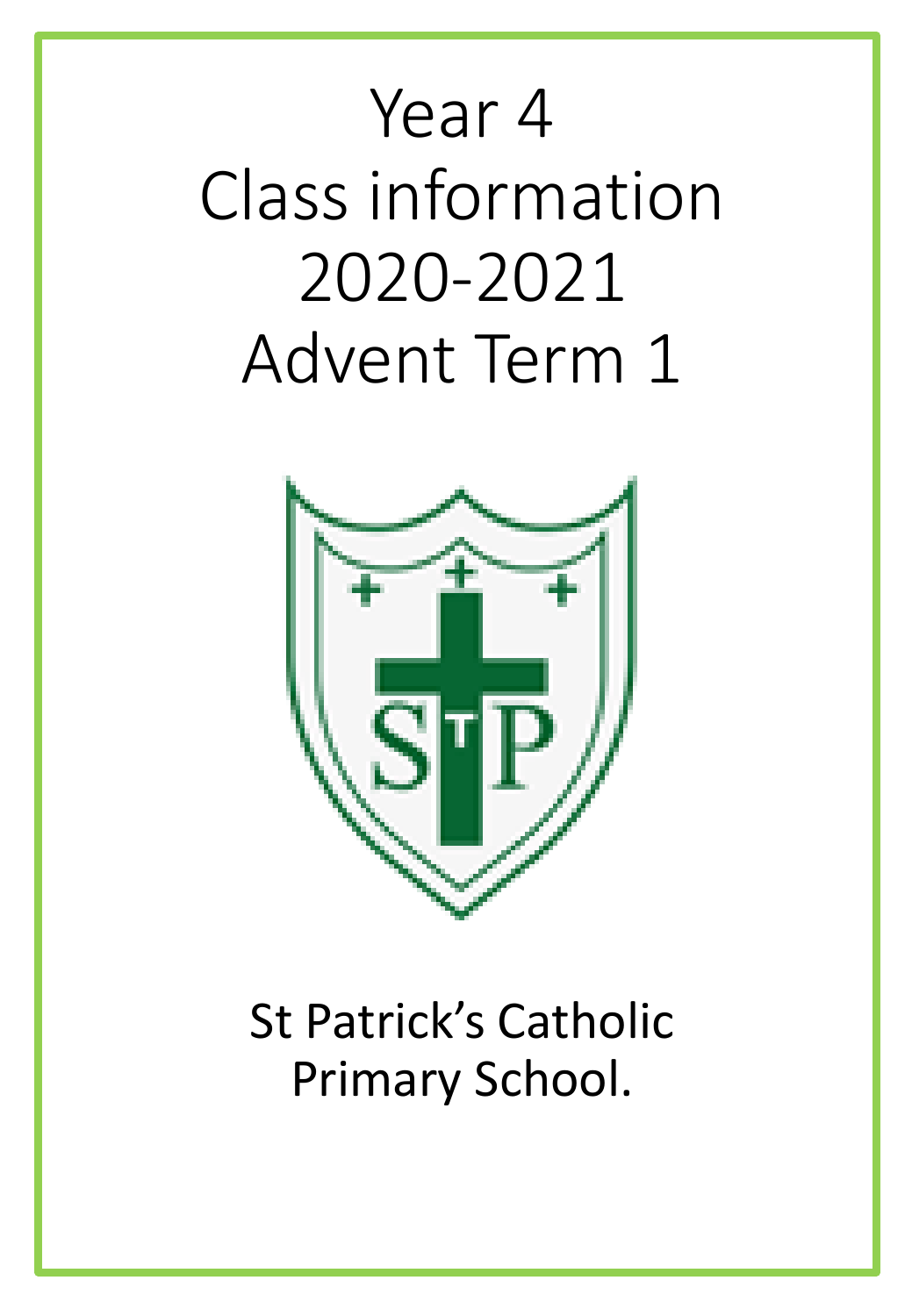# Year 4
# Class information
# 2020-2021
# Advent Term 1

St Patrick's Catholic Primary School.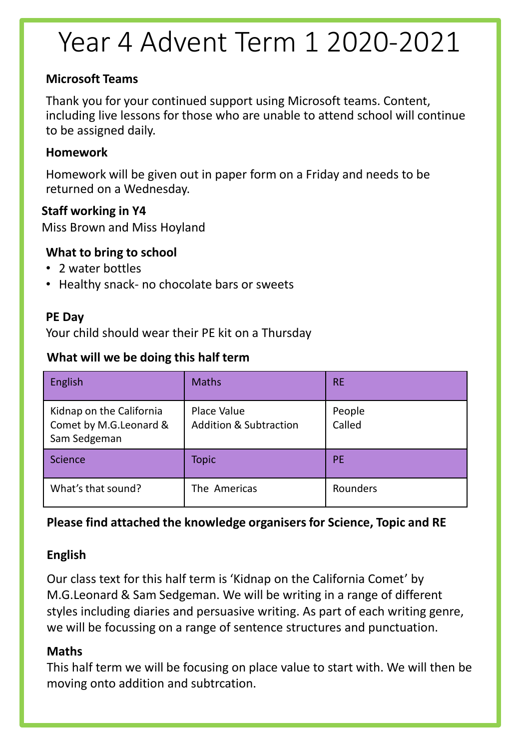# Year 4 Advent Term 1 2020-2021

**Microsoft Teams**

Thank you for your continued support using Microsoft teams. Content, including live lessons for those who are unable to attend school will continue to be assigned daily.

**Homework**

Homework will be given out in paper form on a Friday and needs to be returned on a Wednesday.

**Staff working in Y4**

Miss Brown and Miss Hoyland

**What to bring to school**

- 2 water bottles
- Healthy snack- no chocolate bars or sweets

**PE Day**

Your child should wear their PE kit on a Thursday

**What will we be doing this half term**

| English | Maths | RE |
|---|---|---|
| Kidnap on the California Comet by M.G.Leonard & Sam Sedgeman | Place Value<br>Addition & Subtraction | People<br>Called |
| **Science** | **Topic** | **PE** |
| What's that sound? | The Americas | Rounders |

**Please find attached the knowledge organisers for Science, Topic and RE**

**English**

Our class text for this half term is 'Kidnap on the California Comet' by M.G.Leonard & Sam Sedgeman. We will be writing in a range of different styles including diaries and persuasive writing. As part of each writing genre, we will be focussing on a range of sentence structures and punctuation.

**Maths**

This half term we will be focusing on place value to start with. We will then be moving onto addition and subtrcation.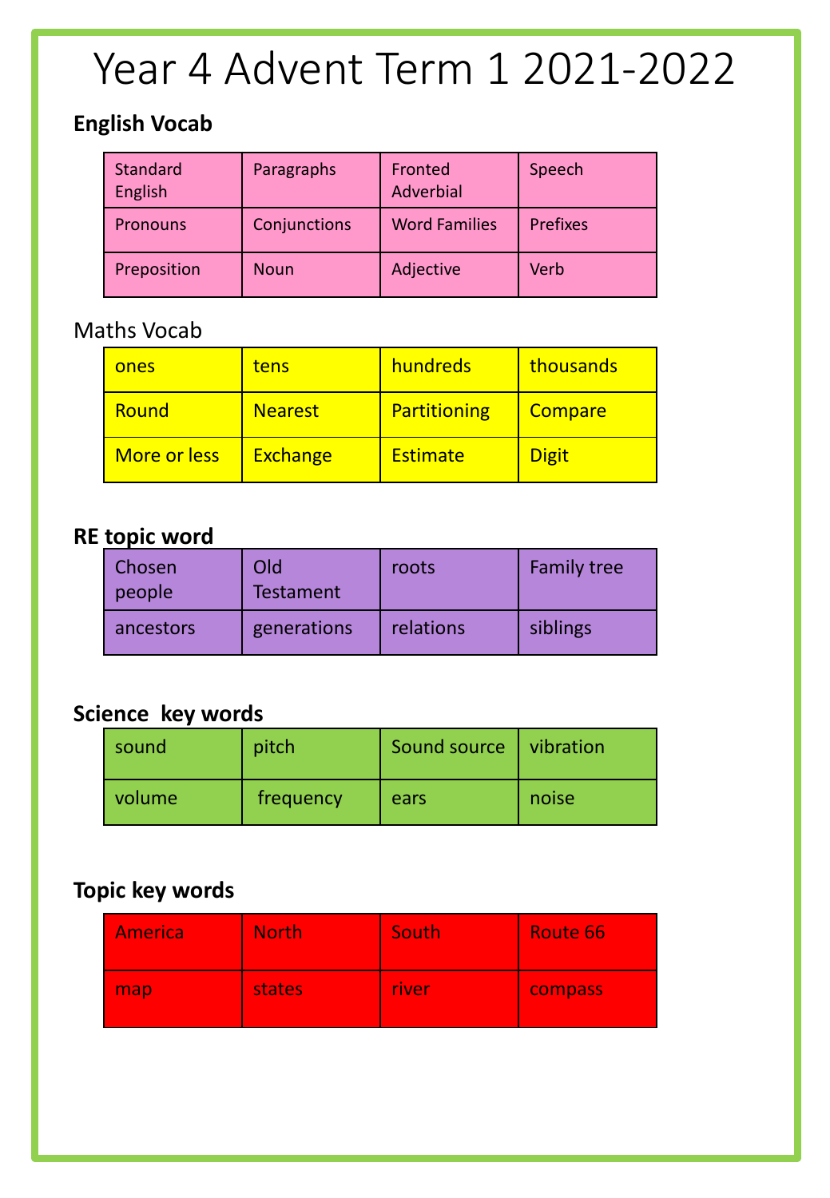# Year 4 Advent Term 1 2021-2022

**English Vocab**

| Standard English | Paragraphs | Fronted Adverbial | Speech |
|---|---|---|---|
| Pronouns | Conjunctions | Word Families | Prefixes |
| Preposition | Noun | Adjective | Verb |

Maths Vocab

| ones | tens | hundreds | thousands |
|---|---|---|---|
| Round | Nearest | Partitioning | Compare |
| More or less | Exchange | Estimate | Digit |

**RE topic word**

| Chosen people | Old Testament | roots | Family tree |
|---|---|---|---|
| ancestors | generations | relations | siblings |

**Science key words**

| sound | pitch | Sound source | vibration |
|---|---|---|---|
| volume | frequency | ears | noise |

**Topic key words**

| America | North | South | Route 66 |
|---|---|---|---|
| map | states | river | compass |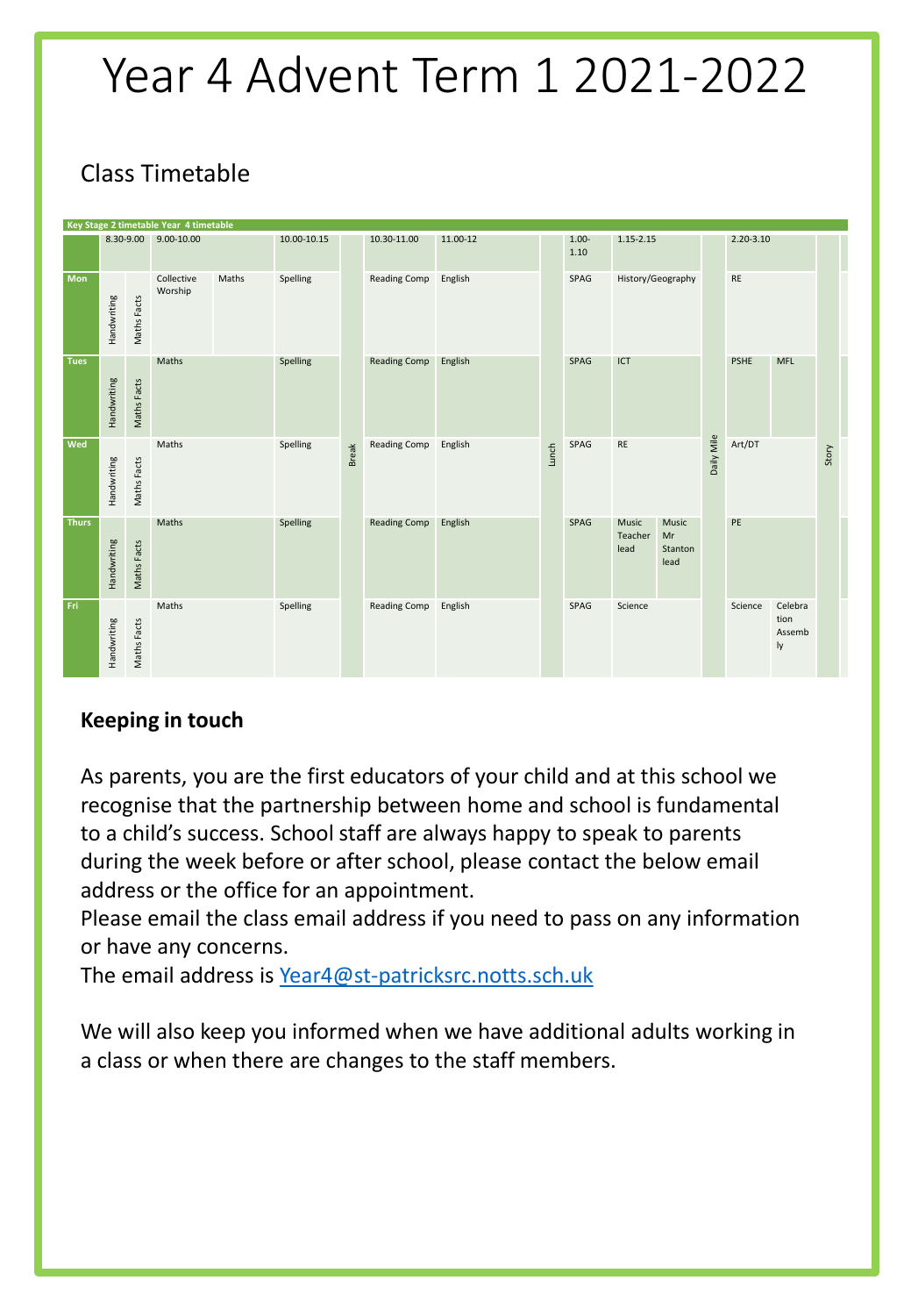# Year 4 Advent Term 1 2021-2022

## Class Timetable

Key Stage 2 timetable Year 4 timetable

| | 8.30-9.00 | | 9.00-10.00 | | 10.00-10.15 | | 10.30-11.00 | 11.00-12 | | 1.00-1.10 | 1.15-2.15 | | | 2.20-3.10 | | |
|---|---|---|---|---|---|---|---|---|---|---|---|---|---|---|---|---|
| Mon | Handwriting | Maths Facts | Collective Worship | Maths | Spelling | Break | Reading Comp | English | Lunch | SPAG | History/Geography | | Daily Mile | RE | | Story |
| Tues | Handwriting | Maths Facts | Maths | | Spelling | Break | Reading Comp | English | Lunch | SPAG | ICT | | Daily Mile | PSHE | MFL | Story |
| Wed | Handwriting | Maths Facts | Maths | | Spelling | Break | Reading Comp | English | Lunch | SPAG | RE | | Daily Mile | Art/DT | | Story |
| Thurs | Handwriting | Maths Facts | Maths | | Spelling | Break | Reading Comp | English | Lunch | SPAG | Music Teacher lead | Music Mr Stanton lead | Daily Mile | PE | | Story |
| Fri | Handwriting | Maths Facts | Maths | | Spelling | Break | Reading Comp | English | Lunch | SPAG | Science | | Daily Mile | Science | Celebration Assembly | Story |

**Keeping in touch**

As parents, you are the first educators of your child and at this school we recognise that the partnership between home and school is fundamental to a child's success. School staff are always happy to speak to parents during the week before or after school, please contact the below email address or the office for an appointment.

Please email the class email address if you need to pass on any information or have any concerns.

The email address is Year4@st-patricksrc.notts.sch.uk

We will also keep you informed when we have additional adults working in a class or when there are changes to the staff members.